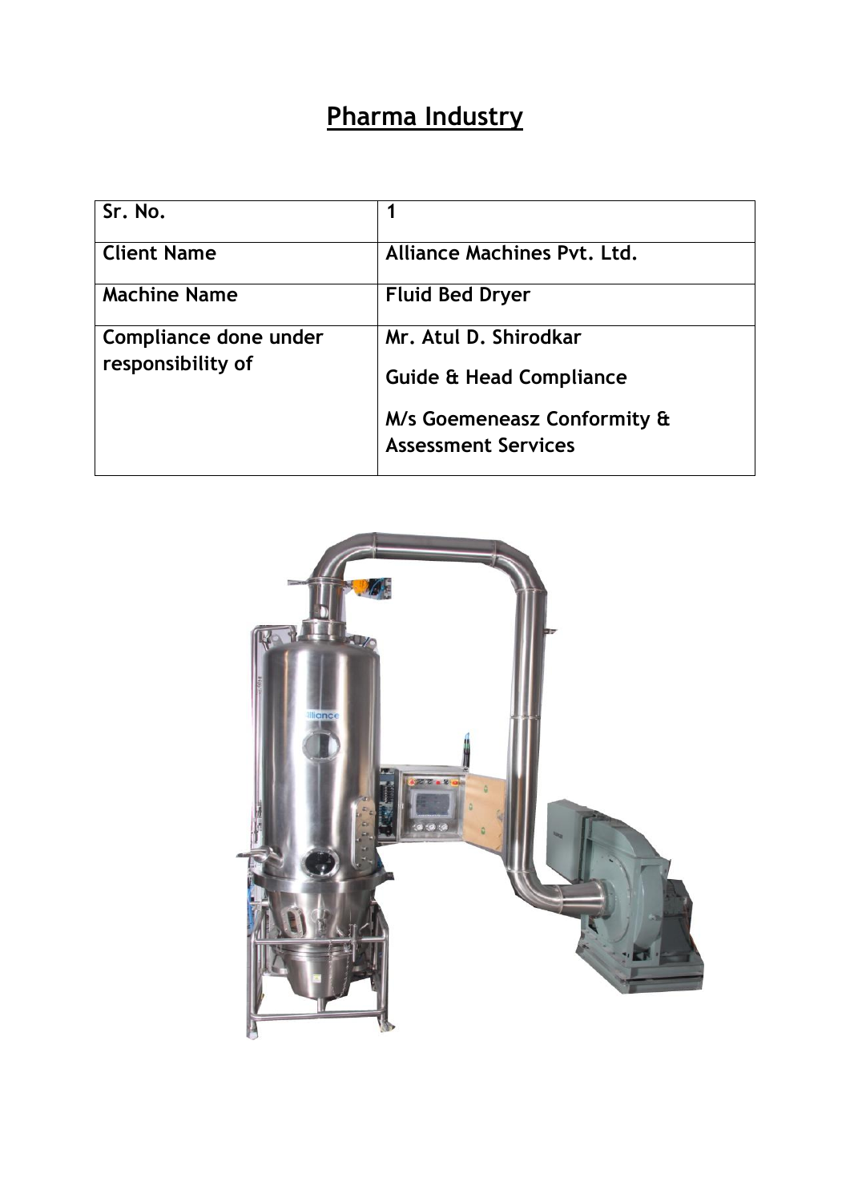# Pharma Industry

| Sr. No. | 1 |
| --- | --- |
| Client Name | Alliance Machines Pvt. Ltd. |
| Machine Name | Fluid Bed Dryer |
| Compliance done under responsibility of | Mr. Atul D. Shirodkar<br>Guide & Head Compliance<br>M/s Goemeneasz Conformity & Assessment Services |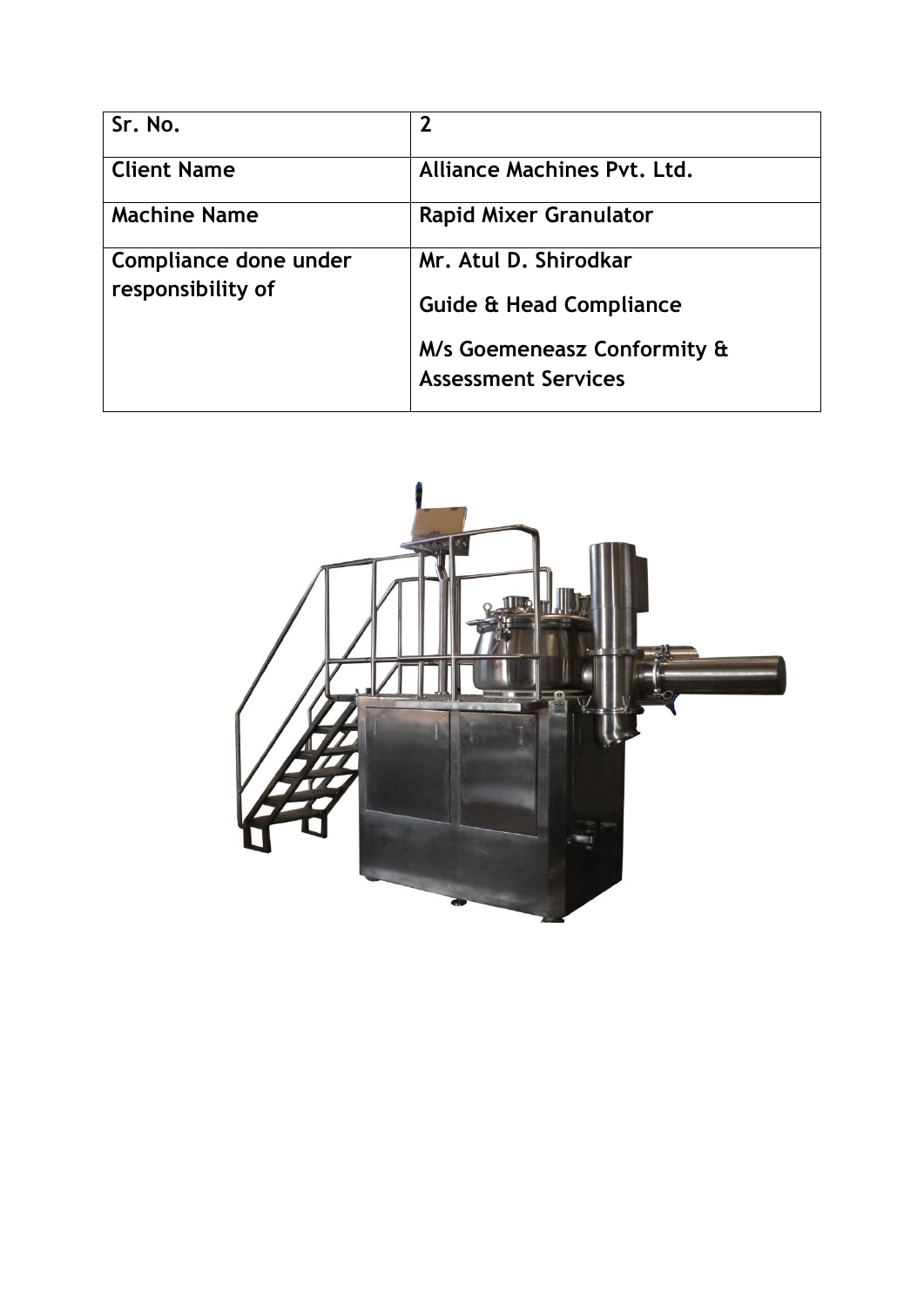| Sr. No. | 2 |
|---|---|
| Client Name | Alliance Machines Pvt. Ltd. |
| Machine Name | Rapid Mixer Granulator |
| Compliance done under responsibility of | Mr. Atul D. Shirodkar<br>Guide & Head Compliance<br>M/s Goemeneasz Conformity & Assessment Services |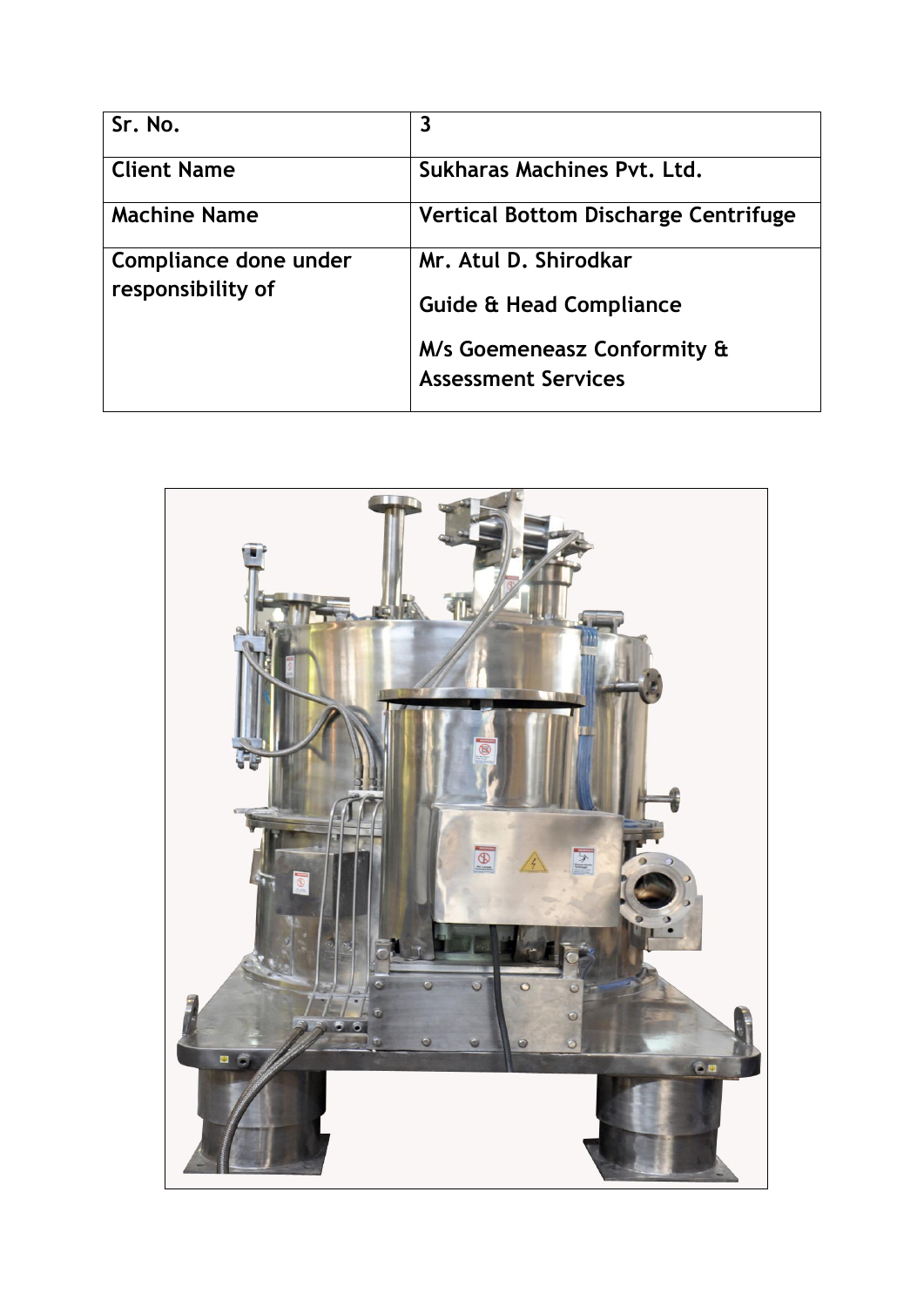| Sr. No. | 3 |
| --- | --- |
| Client Name | Sukharas Machines Pvt. Ltd. |
| Machine Name | Vertical Bottom Discharge Centrifuge |
| Compliance done under responsibility of | Mr. Atul D. Shirodkar<br>Guide & Head Compliance<br>M/s Goemeneasz Conformity & Assessment Services |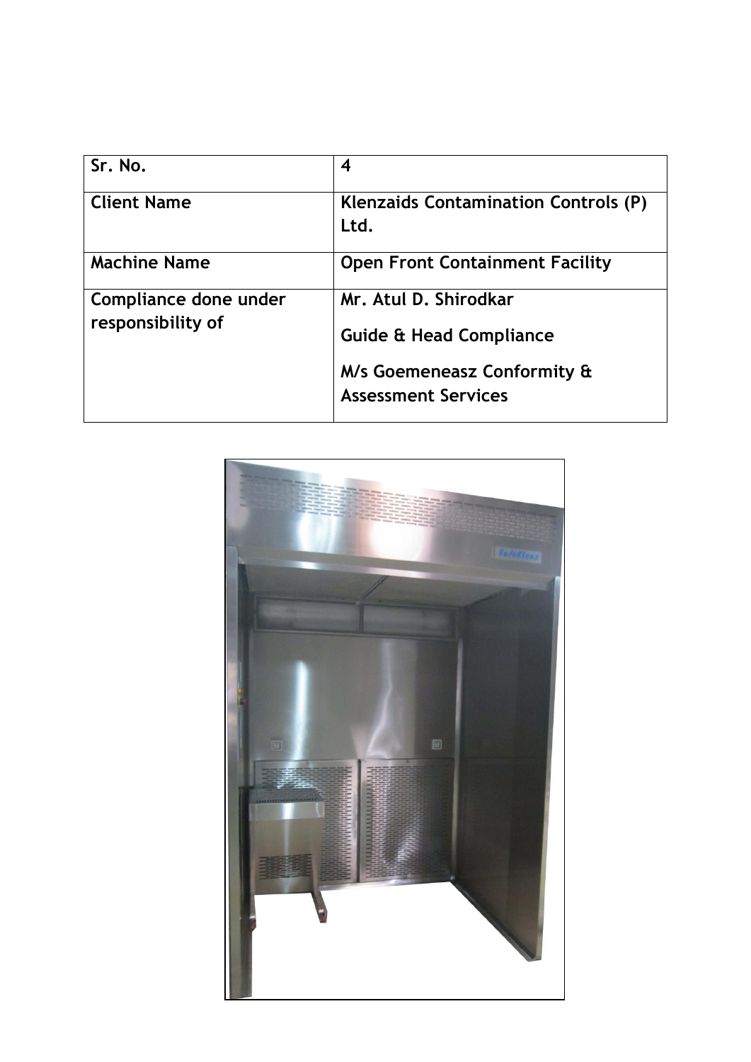| Sr. No. | 4 |
| --- | --- |
| Client Name | Klenzaids Contamination Controls (P) Ltd. |
| Machine Name | Open Front Containment Facility |
| Compliance done under responsibility of | Mr. Atul D. Shirodkar<br><br>Guide & Head Compliance<br><br>M/s Goemeneasz Conformity & Assessment Services |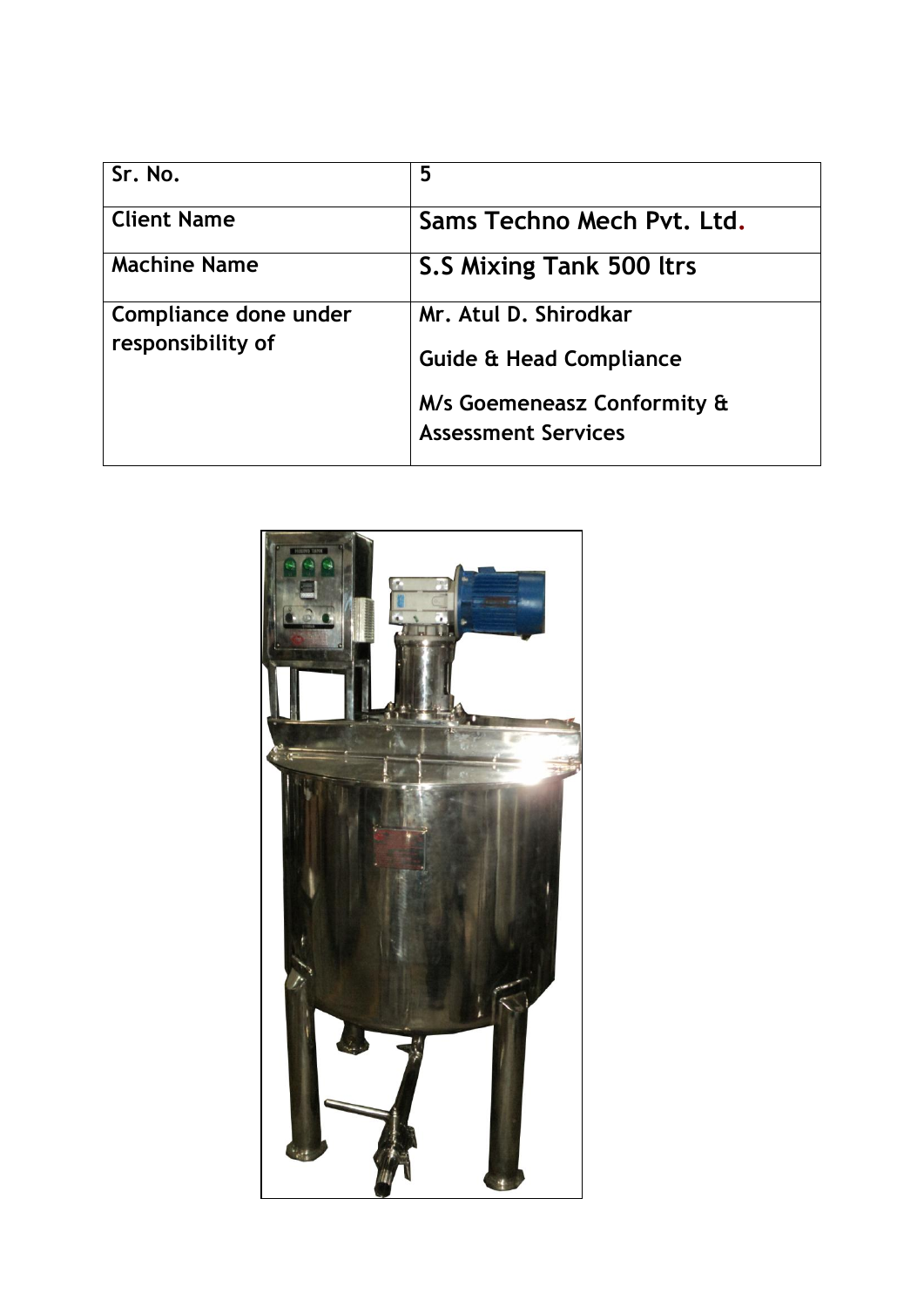| Sr. No. | 5 |
|---|---|
| Client Name | **Sams Techno Mech Pvt. Ltd.** |
| Machine Name | **S.S Mixing Tank 500 ltrs** |
| Compliance done under responsibility of | Mr. Atul D. Shirodkar<br><br>Guide & Head Compliance<br><br>M/s Goemeneasz Conformity & Assessment Services |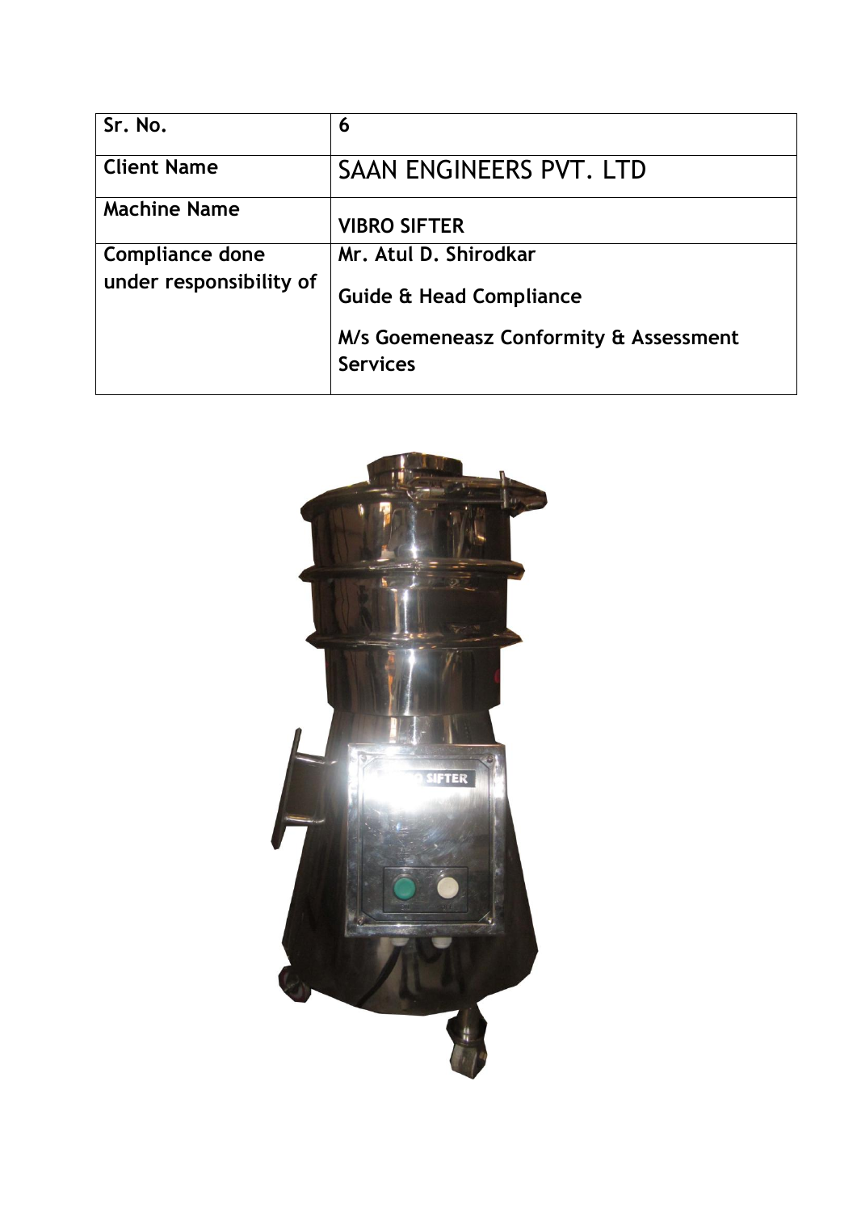| Sr. No. | 6 |
| --- | --- |
| Client Name | SAAN ENGINEERS PVT. LTD |
| Machine Name | **VIBRO SIFTER** |
| Compliance done under responsibility of | **Mr. Atul D. Shirodkar**<br>**Guide & Head Compliance**<br>**M/s Goemeneasz Conformity & Assessment Services** |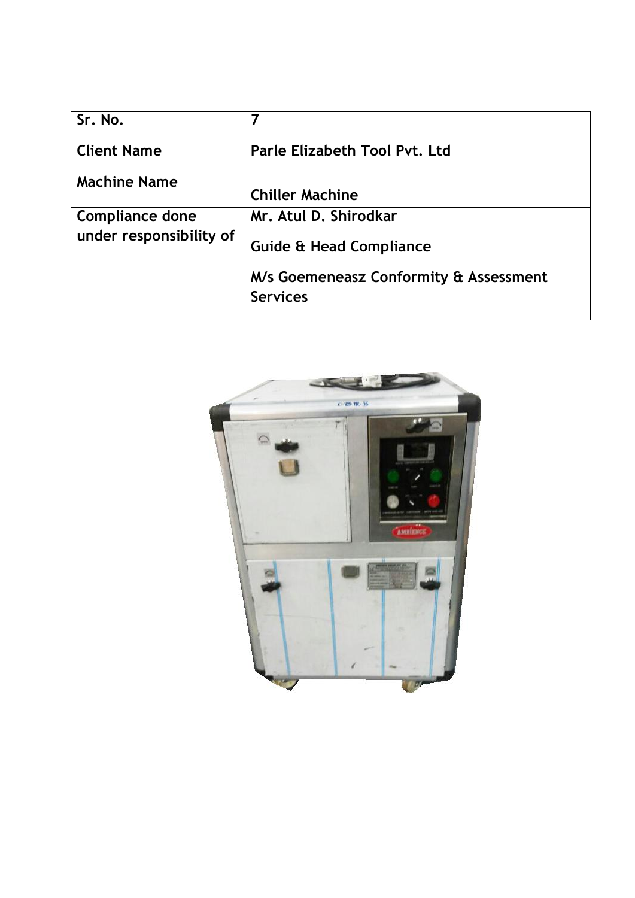| Sr. No. | 7 |
|---|---|
| Client Name | Parle Elizabeth Tool Pvt. Ltd |
| Machine Name | Chiller Machine |
| Compliance done under responsibility of | Mr. Atul D. Shirodkar<br><br>Guide & Head Compliance<br><br>M/s Goemeneasz Conformity & Assessment Services |